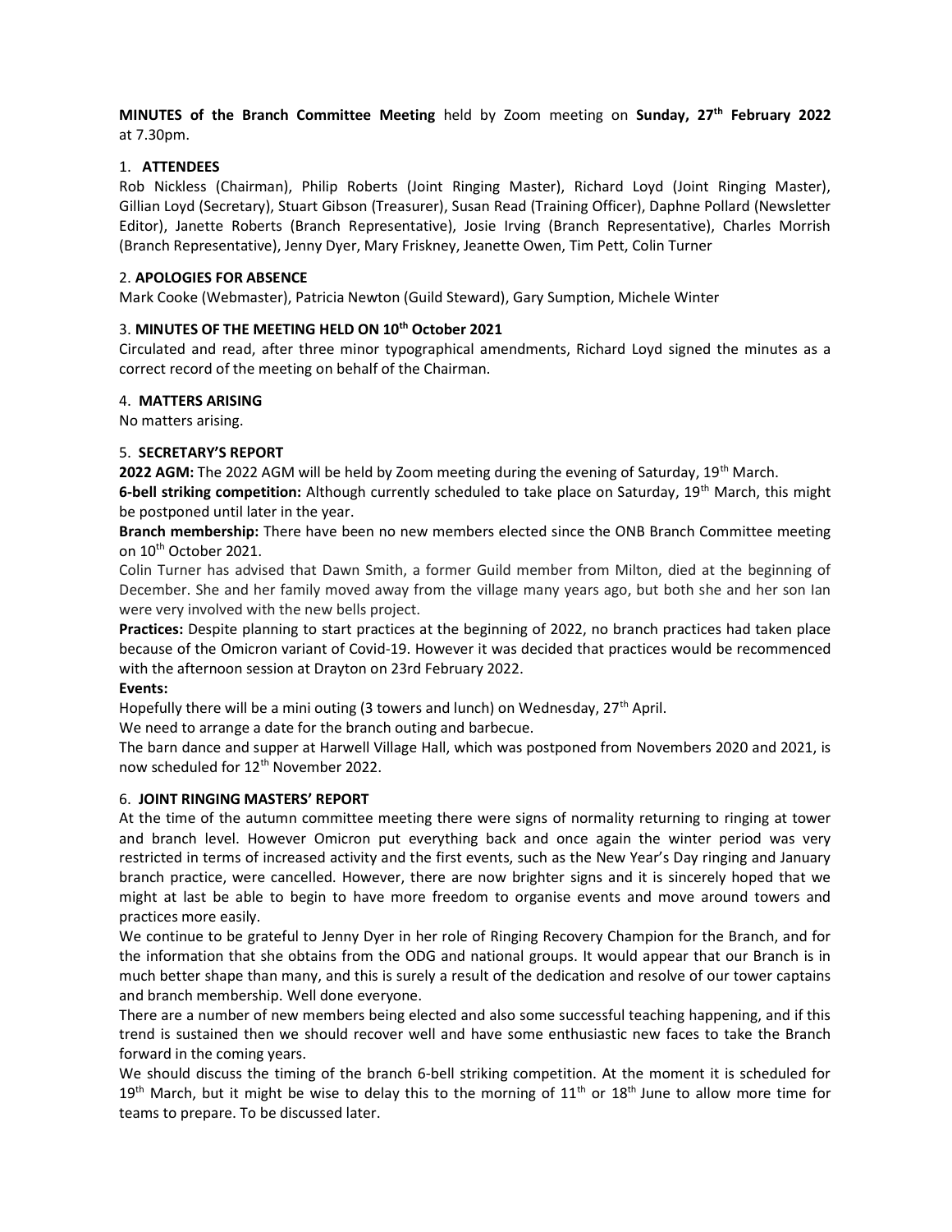**MINUTES of the Branch Committee Meeting** held by Zoom meeting on **Sunday, 27th February 2022** at 7.30pm.

## 1. ATTENDEES

Rob Nickless (Chairman), Philip Roberts (Joint Ringing Master), Richard Loyd (Joint Ringing Master), Gillian Loyd (Secretary), Stuart Gibson (Treasurer), Susan Read (Training Officer), Daphne Pollard (Newsletter Editor), Janette Roberts (Branch Representative), Josie Irving (Branch Representative), Charles Morrish (Branch Representative), Jenny Dyer, Mary Friskney, Jeanette Owen, Tim Pett, Colin Turner

## 2. APOLOGIES FOR ABSENCE

Mark Cooke (Webmaster), Patricia Newton (Guild Steward), Gary Sumption, Michele Winter

## 3. MINUTES OF THE MEETING HELD ON 10th October 2021

Circulated and read, after three minor typographical amendments, Richard Loyd signed the minutes as a correct record of the meeting on behalf of the Chairman.

## 4. MATTERS ARISING

No matters arising.

## 5. SECRETARY'S REPORT

**2022 AGM:** The 2022 AGM will be held by Zoom meeting during the evening of Saturday, 19th March.

**6-bell striking competition:** Although currently scheduled to take place on Saturday, 19th March, this might be postponed until later in the year.

**Branch membership:** There have been no new members elected since the ONB Branch Committee meeting on 10th October 2021.

Colin Turner has advised that Dawn Smith, a former Guild member from Milton, died at the beginning of December. She and her family moved away from the village many years ago, but both she and her son Ian were very involved with the new bells project.

**Practices:** Despite planning to start practices at the beginning of 2022, no branch practices had taken place because of the Omicron variant of Covid-19. However it was decided that practices would be recommenced with the afternoon session at Drayton on 23rd February 2022.

**Events:**

Hopefully there will be a mini outing (3 towers and lunch) on Wednesday, 27th April.

We need to arrange a date for the branch outing and barbecue.

The barn dance and supper at Harwell Village Hall, which was postponed from Novembers 2020 and 2021, is now scheduled for 12th November 2022.

## 6. JOINT RINGING MASTERS' REPORT

At the time of the autumn committee meeting there were signs of normality returning to ringing at tower and branch level. However Omicron put everything back and once again the winter period was very restricted in terms of increased activity and the first events, such as the New Year's Day ringing and January branch practice, were cancelled. However, there are now brighter signs and it is sincerely hoped that we might at last be able to begin to have more freedom to organise events and move around towers and practices more easily.

We continue to be grateful to Jenny Dyer in her role of Ringing Recovery Champion for the Branch, and for the information that she obtains from the ODG and national groups. It would appear that our Branch is in much better shape than many, and this is surely a result of the dedication and resolve of our tower captains and branch membership. Well done everyone.

There are a number of new members being elected and also some successful teaching happening, and if this trend is sustained then we should recover well and have some enthusiastic new faces to take the Branch forward in the coming years.

We should discuss the timing of the branch 6-bell striking competition. At the moment it is scheduled for 19th March, but it might be wise to delay this to the morning of 11th or 18th June to allow more time for teams to prepare. To be discussed later.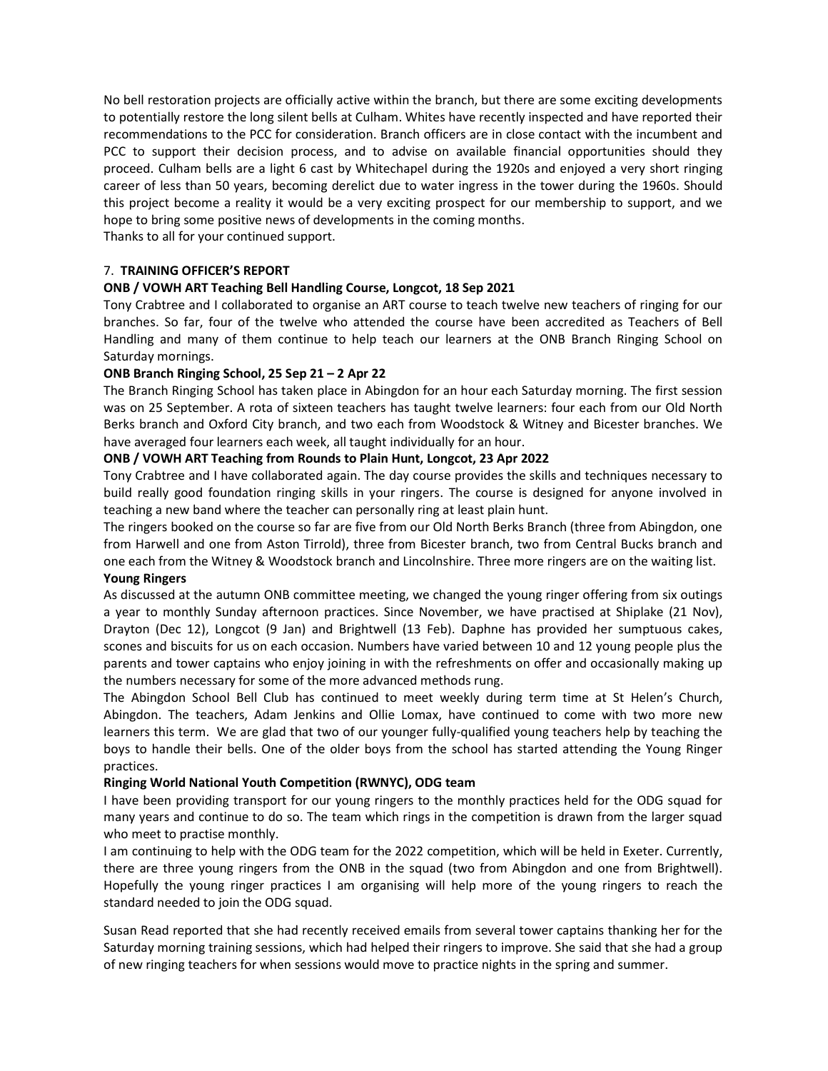No bell restoration projects are officially active within the branch, but there are some exciting developments to potentially restore the long silent bells at Culham. Whites have recently inspected and have reported their recommendations to the PCC for consideration. Branch officers are in close contact with the incumbent and PCC to support their decision process, and to advise on available financial opportunities should they proceed. Culham bells are a light 6 cast by Whitechapel during the 1920s and enjoyed a very short ringing career of less than 50 years, becoming derelict due to water ingress in the tower during the 1960s. Should this project become a reality it would be a very exciting prospect for our membership to support, and we hope to bring some positive news of developments in the coming months.
Thanks to all for your continued support.

7. **TRAINING OFFICER'S REPORT**

**ONB / VOWH ART Teaching Bell Handling Course, Longcot, 18 Sep 2021**

Tony Crabtree and I collaborated to organise an ART course to teach twelve new teachers of ringing for our branches. So far, four of the twelve who attended the course have been accredited as Teachers of Bell Handling and many of them continue to help teach our learners at the ONB Branch Ringing School on Saturday mornings.

**ONB Branch Ringing School, 25 Sep 21 – 2 Apr 22**

The Branch Ringing School has taken place in Abingdon for an hour each Saturday morning. The first session was on 25 September. A rota of sixteen teachers has taught twelve learners: four each from our Old North Berks branch and Oxford City branch, and two each from Woodstock & Witney and Bicester branches. We have averaged four learners each week, all taught individually for an hour.

**ONB / VOWH ART Teaching from Rounds to Plain Hunt, Longcot, 23 Apr 2022**

Tony Crabtree and I have collaborated again. The day course provides the skills and techniques necessary to build really good foundation ringing skills in your ringers. The course is designed for anyone involved in teaching a new band where the teacher can personally ring at least plain hunt.

The ringers booked on the course so far are five from our Old North Berks Branch (three from Abingdon, one from Harwell and one from Aston Tirrold), three from Bicester branch, two from Central Bucks branch and one each from the Witney & Woodstock branch and Lincolnshire. Three more ringers are on the waiting list.

**Young Ringers**

As discussed at the autumn ONB committee meeting, we changed the young ringer offering from six outings a year to monthly Sunday afternoon practices. Since November, we have practised at Shiplake (21 Nov), Drayton (Dec 12), Longcot (9 Jan) and Brightwell (13 Feb). Daphne has provided her sumptuous cakes, scones and biscuits for us on each occasion. Numbers have varied between 10 and 12 young people plus the parents and tower captains who enjoy joining in with the refreshments on offer and occasionally making up the numbers necessary for some of the more advanced methods rung.

The Abingdon School Bell Club has continued to meet weekly during term time at St Helen's Church, Abingdon. The teachers, Adam Jenkins and Ollie Lomax, have continued to come with two more new learners this term. We are glad that two of our younger fully-qualified young teachers help by teaching the boys to handle their bells. One of the older boys from the school has started attending the Young Ringer practices.

**Ringing World National Youth Competition (RWNYC), ODG team**

I have been providing transport for our young ringers to the monthly practices held for the ODG squad for many years and continue to do so. The team which rings in the competition is drawn from the larger squad who meet to practise monthly.

I am continuing to help with the ODG team for the 2022 competition, which will be held in Exeter. Currently, there are three young ringers from the ONB in the squad (two from Abingdon and one from Brightwell). Hopefully the young ringer practices I am organising will help more of the young ringers to reach the standard needed to join the ODG squad.

Susan Read reported that she had recently received emails from several tower captains thanking her for the Saturday morning training sessions, which had helped their ringers to improve. She said that she had a group of new ringing teachers for when sessions would move to practice nights in the spring and summer.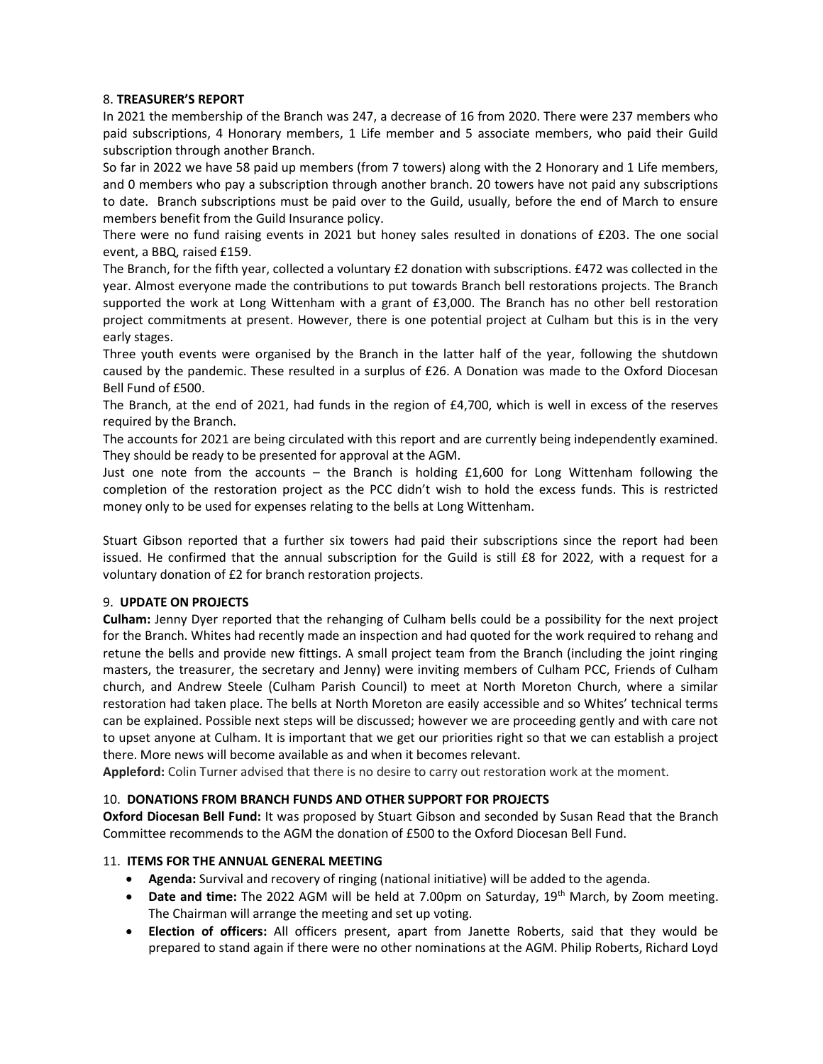### 8. TREASURER'S REPORT

In 2021 the membership of the Branch was 247, a decrease of 16 from 2020. There were 237 members who paid subscriptions, 4 Honorary members, 1 Life member and 5 associate members, who paid their Guild subscription through another Branch.

So far in 2022 we have 58 paid up members (from 7 towers) along with the 2 Honorary and 1 Life members, and 0 members who pay a subscription through another branch. 20 towers have not paid any subscriptions to date. Branch subscriptions must be paid over to the Guild, usually, before the end of March to ensure members benefit from the Guild Insurance policy.

There were no fund raising events in 2021 but honey sales resulted in donations of £203. The one social event, a BBQ, raised £159.

The Branch, for the fifth year, collected a voluntary £2 donation with subscriptions. £472 was collected in the year. Almost everyone made the contributions to put towards Branch bell restorations projects. The Branch supported the work at Long Wittenham with a grant of £3,000. The Branch has no other bell restoration project commitments at present. However, there is one potential project at Culham but this is in the very early stages.

Three youth events were organised by the Branch in the latter half of the year, following the shutdown caused by the pandemic. These resulted in a surplus of £26. A Donation was made to the Oxford Diocesan Bell Fund of £500.

The Branch, at the end of 2021, had funds in the region of £4,700, which is well in excess of the reserves required by the Branch.

The accounts for 2021 are being circulated with this report and are currently being independently examined. They should be ready to be presented for approval at the AGM.

Just one note from the accounts – the Branch is holding £1,600 for Long Wittenham following the completion of the restoration project as the PCC didn't wish to hold the excess funds. This is restricted money only to be used for expenses relating to the bells at Long Wittenham.

Stuart Gibson reported that a further six towers had paid their subscriptions since the report had been issued. He confirmed that the annual subscription for the Guild is still £8 for 2022, with a request for a voluntary donation of £2 for branch restoration projects.

### 9. UPDATE ON PROJECTS

**Culham:** Jenny Dyer reported that the rehanging of Culham bells could be a possibility for the next project for the Branch. Whites had recently made an inspection and had quoted for the work required to rehang and retune the bells and provide new fittings. A small project team from the Branch (including the joint ringing masters, the treasurer, the secretary and Jenny) were inviting members of Culham PCC, Friends of Culham church, and Andrew Steele (Culham Parish Council) to meet at North Moreton Church, where a similar restoration had taken place. The bells at North Moreton are easily accessible and so Whites' technical terms can be explained. Possible next steps will be discussed; however we are proceeding gently and with care not to upset anyone at Culham. It is important that we get our priorities right so that we can establish a project there. More news will become available as and when it becomes relevant.

**Appleford:** Colin Turner advised that there is no desire to carry out restoration work at the moment.

### 10. DONATIONS FROM BRANCH FUNDS AND OTHER SUPPORT FOR PROJECTS

**Oxford Diocesan Bell Fund:** It was proposed by Stuart Gibson and seconded by Susan Read that the Branch Committee recommends to the AGM the donation of £500 to the Oxford Diocesan Bell Fund.

### 11. ITEMS FOR THE ANNUAL GENERAL MEETING

- **Agenda:** Survival and recovery of ringing (national initiative) will be added to the agenda.
- **Date and time:** The 2022 AGM will be held at 7.00pm on Saturday, 19th March, by Zoom meeting. The Chairman will arrange the meeting and set up voting.
- **Election of officers:** All officers present, apart from Janette Roberts, said that they would be prepared to stand again if there were no other nominations at the AGM. Philip Roberts, Richard Loyd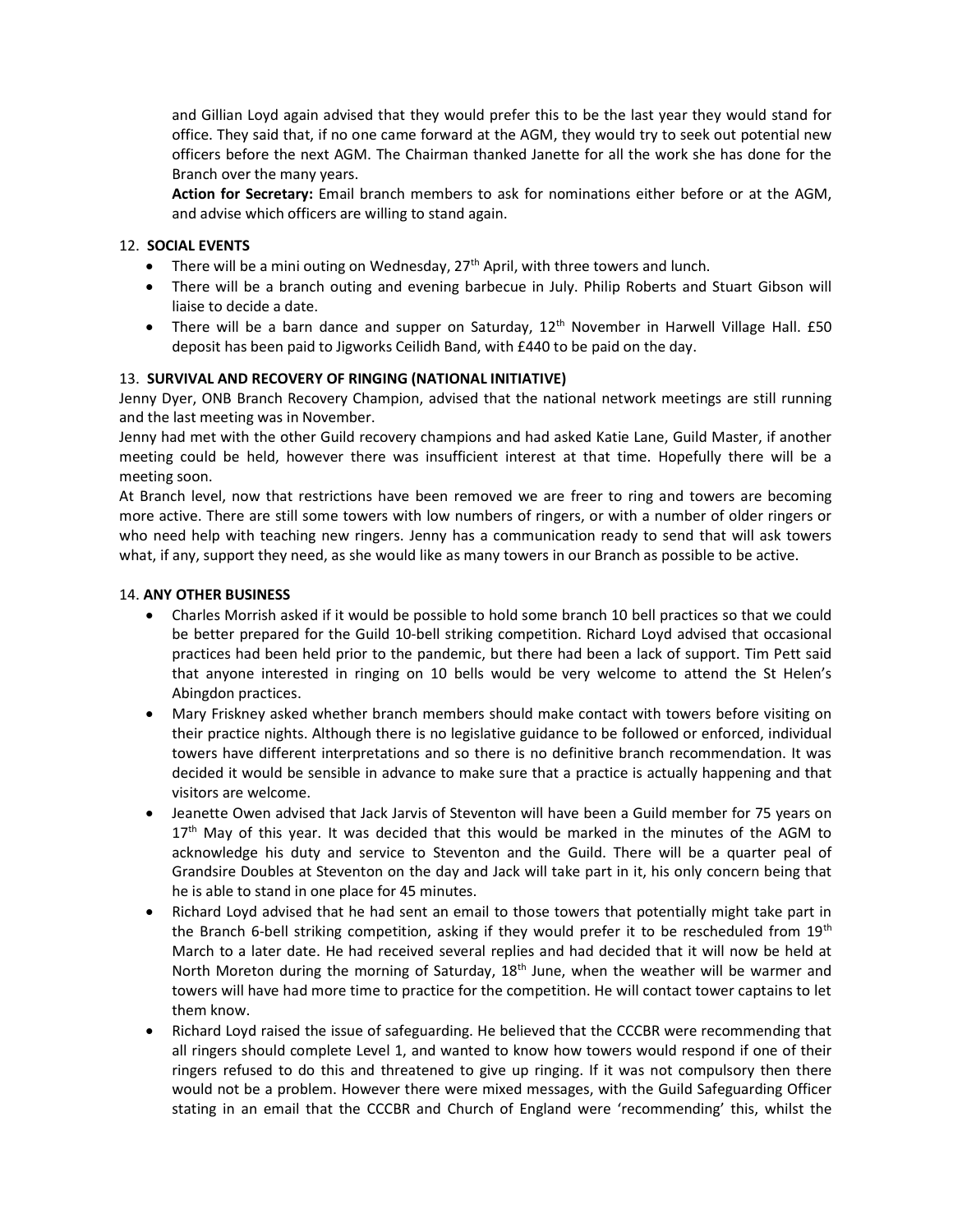and Gillian Loyd again advised that they would prefer this to be the last year they would stand for office. They said that, if no one came forward at the AGM, they would try to seek out potential new officers before the next AGM. The Chairman thanked Janette for all the work she has done for the Branch over the many years.

**Action for Secretary:** Email branch members to ask for nominations either before or at the AGM, and advise which officers are willing to stand again.

12. **SOCIAL EVENTS**

- There will be a mini outing on Wednesday, 27th April, with three towers and lunch.
- There will be a branch outing and evening barbecue in July. Philip Roberts and Stuart Gibson will liaise to decide a date.
- There will be a barn dance and supper on Saturday, 12th November in Harwell Village Hall. £50 deposit has been paid to Jigworks Ceilidh Band, with £440 to be paid on the day.

13. **SURVIVAL AND RECOVERY OF RINGING (NATIONAL INITIATIVE)**

Jenny Dyer, ONB Branch Recovery Champion, advised that the national network meetings are still running and the last meeting was in November.

Jenny had met with the other Guild recovery champions and had asked Katie Lane, Guild Master, if another meeting could be held, however there was insufficient interest at that time. Hopefully there will be a meeting soon.

At Branch level, now that restrictions have been removed we are freer to ring and towers are becoming more active. There are still some towers with low numbers of ringers, or with a number of older ringers or who need help with teaching new ringers. Jenny has a communication ready to send that will ask towers what, if any, support they need, as she would like as many towers in our Branch as possible to be active.

14. **ANY OTHER BUSINESS**

- Charles Morrish asked if it would be possible to hold some branch 10 bell practices so that we could be better prepared for the Guild 10-bell striking competition. Richard Loyd advised that occasional practices had been held prior to the pandemic, but there had been a lack of support. Tim Pett said that anyone interested in ringing on 10 bells would be very welcome to attend the St Helen's Abingdon practices.
- Mary Friskney asked whether branch members should make contact with towers before visiting on their practice nights. Although there is no legislative guidance to be followed or enforced, individual towers have different interpretations and so there is no definitive branch recommendation. It was decided it would be sensible in advance to make sure that a practice is actually happening and that visitors are welcome.
- Jeanette Owen advised that Jack Jarvis of Steventon will have been a Guild member for 75 years on 17th May of this year. It was decided that this would be marked in the minutes of the AGM to acknowledge his duty and service to Steventon and the Guild. There will be a quarter peal of Grandsire Doubles at Steventon on the day and Jack will take part in it, his only concern being that he is able to stand in one place for 45 minutes.
- Richard Loyd advised that he had sent an email to those towers that potentially might take part in the Branch 6-bell striking competition, asking if they would prefer it to be rescheduled from 19th March to a later date. He had received several replies and had decided that it will now be held at North Moreton during the morning of Saturday, 18th June, when the weather will be warmer and towers will have had more time to practice for the competition. He will contact tower captains to let them know.
- Richard Loyd raised the issue of safeguarding. He believed that the CCCBR were recommending that all ringers should complete Level 1, and wanted to know how towers would respond if one of their ringers refused to do this and threatened to give up ringing. If it was not compulsory then there would not be a problem. However there were mixed messages, with the Guild Safeguarding Officer stating in an email that the CCCBR and Church of England were 'recommending' this, whilst the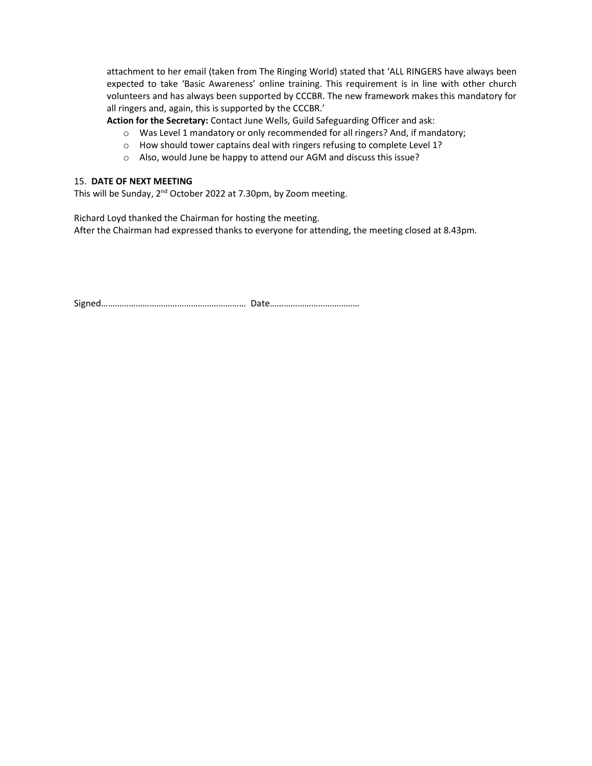attachment to her email (taken from The Ringing World) stated that 'ALL RINGERS have always been expected to take 'Basic Awareness' online training. This requirement is in line with other church volunteers and has always been supported by CCCBR. The new framework makes this mandatory for all ringers and, again, this is supported by the CCCBR.'

**Action for the Secretary:** Contact June Wells, Guild Safeguarding Officer and ask:

- Was Level 1 mandatory or only recommended for all ringers? And, if mandatory;
- How should tower captains deal with ringers refusing to complete Level 1?
- Also, would June be happy to attend our AGM and discuss this issue?

15. **DATE OF NEXT MEETING**

This will be Sunday, 2nd October 2022 at 7.30pm, by Zoom meeting.

Richard Loyd thanked the Chairman for hosting the meeting.
After the Chairman had expressed thanks to everyone for attending, the meeting closed at 8.43pm.

Signed……………………………………………………… Date…………………………………